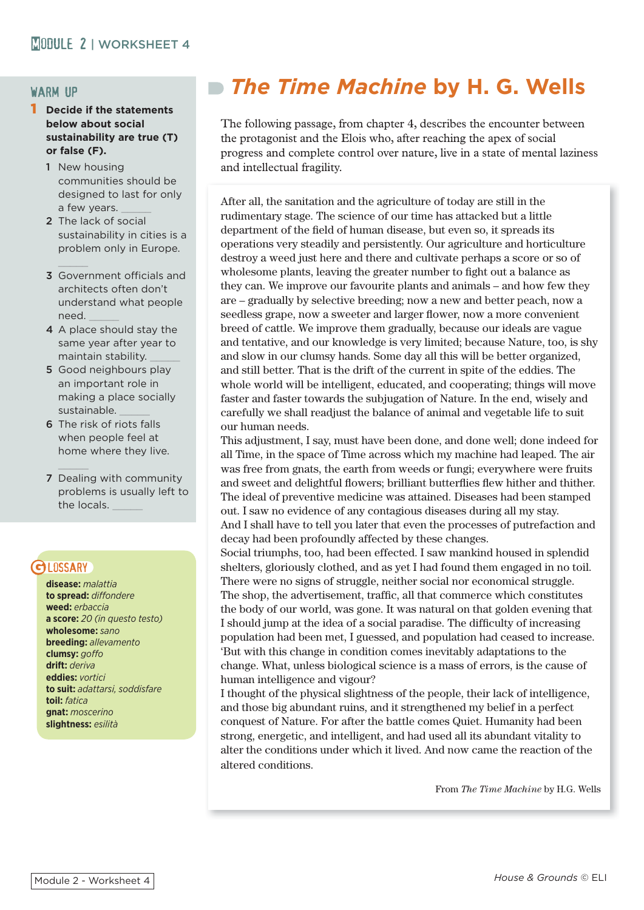# MODULE 2 | WORKSHEET 4

## WARM UP

**1 Decide if the statements below about social sustainability are true (T) or false (F).**

1. New housing communities should be designed to last for only a few years. ______
2. The lack of social sustainability in cities is a problem only in Europe. ______
3. Government officials and architects often don't understand what people need. ______
4. A place should stay the same year after year to maintain stability. ______
5. Good neighbours play an important role in making a place socially sustainable. ______
6. The risk of riots falls when people feel at home where they live. ______
7. Dealing with community problems is usually left to the locals. ______

## GLOSSARY

**disease:** *malattia*
**to spread:** *diffondere*
**weed:** *erbaccia*
**a score:** *20 (in questo testo)*
**wholesome:** *sano*
**breeding:** *allevamento*
**clumsy:** *goffo*
**drift:** *deriva*
**eddies:** *vortici*
**to suit:** *adattarsi, soddisfare*
**toil:** *fatica*
**gnat:** *moscerino*
**slightness:** *esilità*

# *The Time Machine* by H. G. Wells

The following passage, from chapter 4, describes the encounter between the protagonist and the Elois who, after reaching the apex of social progress and complete control over nature, live in a state of mental laziness and intellectual fragility.

After all, the sanitation and the agriculture of today are still in the rudimentary stage. The science of our time has attacked but a little department of the field of human disease, but even so, it spreads its operations very steadily and persistently. Our agriculture and horticulture destroy a weed just here and there and cultivate perhaps a score or so of wholesome plants, leaving the greater number to fight out a balance as they can. We improve our favourite plants and animals – and how few they are – gradually by selective breeding; now a new and better peach, now a seedless grape, now a sweeter and larger flower, now a more convenient breed of cattle. We improve them gradually, because our ideals are vague and tentative, and our knowledge is very limited; because Nature, too, is shy and slow in our clumsy hands. Some day all this will be better organized, and still better. That is the drift of the current in spite of the eddies. The whole world will be intelligent, educated, and cooperating; things will move faster and faster towards the subjugation of Nature. In the end, wisely and carefully we shall readjust the balance of animal and vegetable life to suit our human needs.

This adjustment, I say, must have been done, and done well; done indeed for all Time, in the space of Time across which my machine had leaped. The air was free from gnats, the earth from weeds or fungi; everywhere were fruits and sweet and delightful flowers; brilliant butterflies flew hither and thither. The ideal of preventive medicine was attained. Diseases had been stamped out. I saw no evidence of any contagious diseases during all my stay. And I shall have to tell you later that even the processes of putrefaction and decay had been profoundly affected by these changes.

Social triumphs, too, had been effected. I saw mankind housed in splendid shelters, gloriously clothed, and as yet I had found them engaged in no toil. There were no signs of struggle, neither social nor economical struggle. The shop, the advertisement, traffic, all that commerce which constitutes the body of our world, was gone. It was natural on that golden evening that I should jump at the idea of a social paradise. The difficulty of increasing population had been met, I guessed, and population had ceased to increase. 'But with this change in condition comes inevitably adaptations to the change. What, unless biological science is a mass of errors, is the cause of human intelligence and vigour?

I thought of the physical slightness of the people, their lack of intelligence, and those big abundant ruins, and it strengthened my belief in a perfect conquest of Nature. For after the battle comes Quiet. Humanity had been strong, energetic, and intelligent, and had used all its abundant vitality to alter the conditions under which it lived. And now came the reaction of the altered conditions.

From *The Time Machine* by H.G. Wells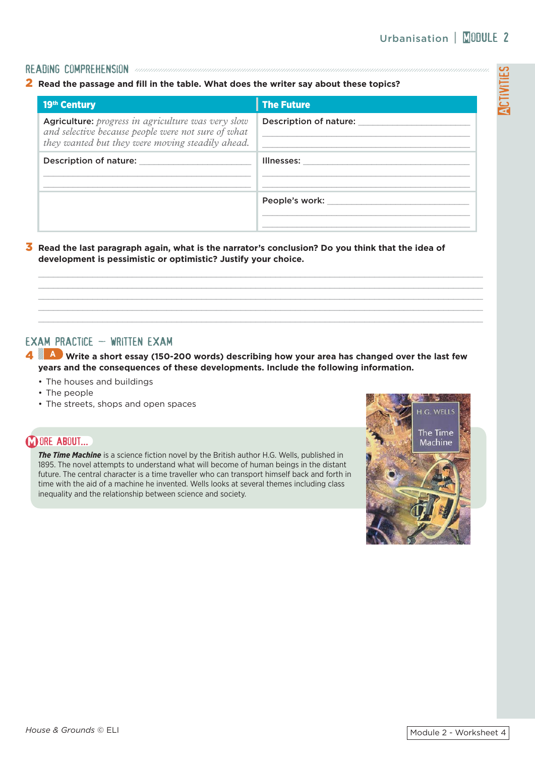## READING COMPREHENSION

**2** **Read the passage and fill in the table. What does the writer say about these topics?**

| 19th Century | The Future |
| --- | --- |
| **Agriculture:** *progress in agriculture was very slow and selective because people were not sure of what they wanted but they were moving steadily ahead.* | **Description of nature:** ____________________ |
| **Description of nature:** ____________________ | **Illnesses:** ____________________ |
| | **People's work:** ____________________ |

**3** **Read the last paragraph again, what is the narrator's conclusion? Do you think that the idea of development is pessimistic or optimistic? Justify your choice.**

______________________________________________________________________

______________________________________________________________________

______________________________________________________________________

______________________________________________________________________

______________________________________________________________________

## EXAM PRACTICE – WRITTEN EXAM

**4** A **Write a short essay (150-200 words) describing how your area has changed over the last few years and the consequences of these developments. Include the following information.**

- The houses and buildings
- The people
- The streets, shops and open spaces

### MORE ABOUT...

***The Time Machine*** is a science fiction novel by the British author H.G. Wells, published in 1895. The novel attempts to understand what will become of human beings in the distant future. The central character is a time traveller who can transport himself back and forth in time with the aid of a machine he invented. Wells looks at several themes including class inequality and the relationship between science and society.

H.G. WELLS
The Time Machine

*House & Grounds* © ELI

Module 2 - Worksheet 4